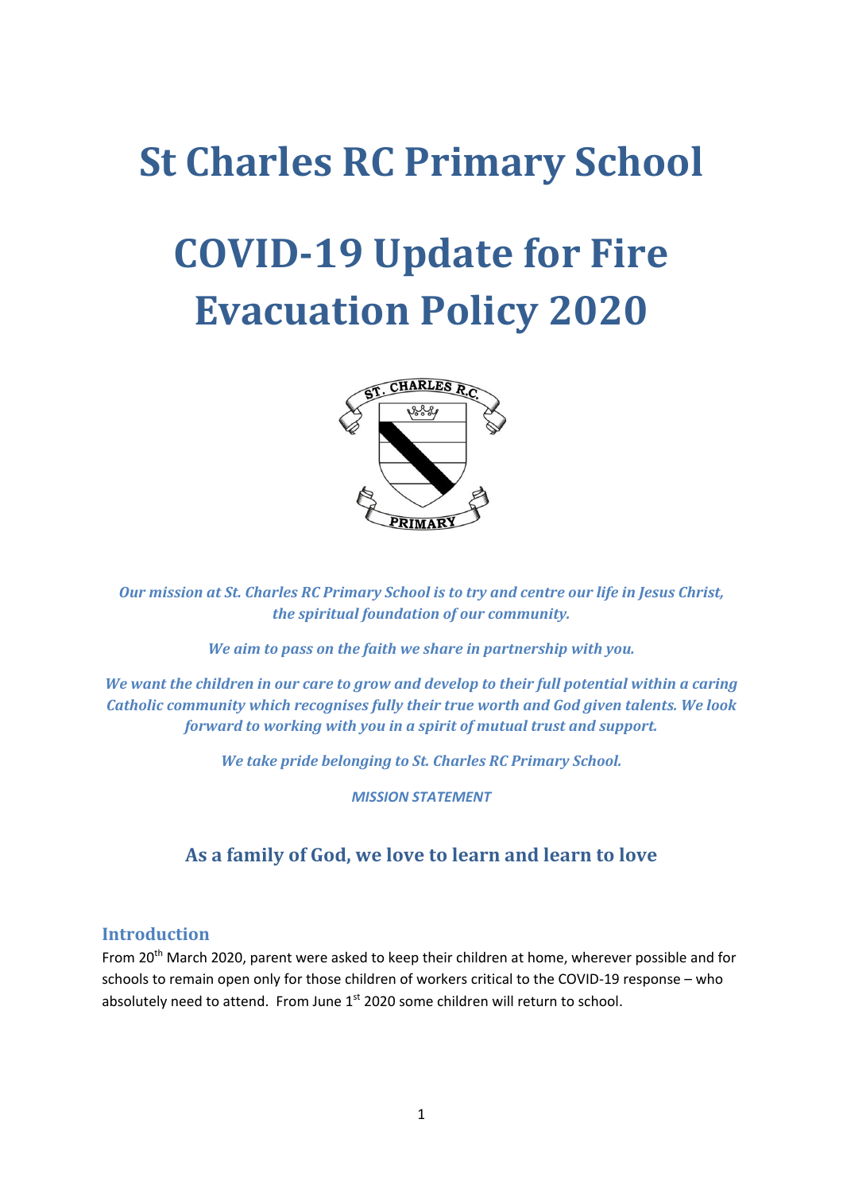# St Charles RC Primary School

# COVID-19 Update for Fire Evacuation Policy 2020

***Our mission at St. Charles RC Primary School is to try and centre our life in Jesus Christ, the spiritual foundation of our community.***

***We aim to pass on the faith we share in partnership with you.***

***We want the children in our care to grow and develop to their full potential within a caring Catholic community which recognises fully their true worth and God given talents. We look forward to working with you in a spirit of mutual trust and support.***

***We take pride belonging to St. Charles RC Primary School.***

***MISSION STATEMENT***

### As a family of God, we love to learn and learn to love

## Introduction

From 20th March 2020, parent were asked to keep their children at home, wherever possible and for schools to remain open only for those children of workers critical to the COVID-19 response – who absolutely need to attend. From June 1st 2020 some children will return to school.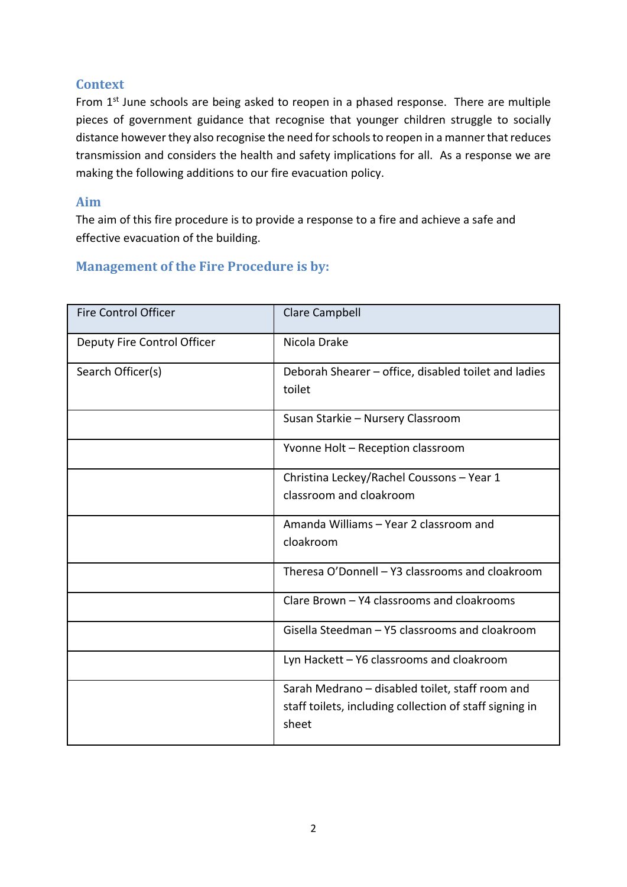## Context

From 1st June schools are being asked to reopen in a phased response. There are multiple pieces of government guidance that recognise that younger children struggle to socially distance however they also recognise the need for schools to reopen in a manner that reduces transmission and considers the health and safety implications for all. As a response we are making the following additions to our fire evacuation policy.

## Aim

The aim of this fire procedure is to provide a response to a fire and achieve a safe and effective evacuation of the building.

## Management of the Fire Procedure is by:

| Fire Control Officer | Clare Campbell |
|---|---|
| Deputy Fire Control Officer | Nicola Drake |
| Search Officer(s) | Deborah Shearer – office, disabled toilet and ladies toilet |
| | Susan Starkie – Nursery Classroom |
| | Yvonne Holt – Reception classroom |
| | Christina Leckey/Rachel Coussons – Year 1 classroom and cloakroom |
| | Amanda Williams – Year 2 classroom and cloakroom |
| | Theresa O'Donnell – Y3 classrooms and cloakroom |
| | Clare Brown – Y4 classrooms and cloakrooms |
| | Gisella Steedman – Y5 classrooms and cloakroom |
| | Lyn Hackett – Y6 classrooms and cloakroom |
| | Sarah Medrano – disabled toilet, staff room and staff toilets, including collection of staff signing in sheet |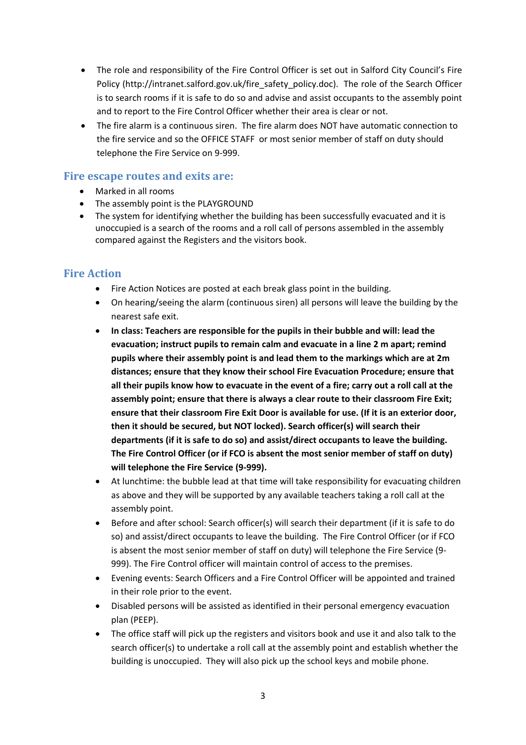- The role and responsibility of the Fire Control Officer is set out in Salford City Council's Fire Policy (http://intranet.salford.gov.uk/fire_safety_policy.doc). The role of the Search Officer is to search rooms if it is safe to do so and advise and assist occupants to the assembly point and to report to the Fire Control Officer whether their area is clear or not.
- The fire alarm is a continuous siren. The fire alarm does NOT have automatic connection to the fire service and so the OFFICE STAFF or most senior member of staff on duty should telephone the Fire Service on 9-999.

## Fire escape routes and exits are:

- Marked in all rooms
- The assembly point is the PLAYGROUND
- The system for identifying whether the building has been successfully evacuated and it is unoccupied is a search of the rooms and a roll call of persons assembled in the assembly compared against the Registers and the visitors book.

## Fire Action

- Fire Action Notices are posted at each break glass point in the building.
- On hearing/seeing the alarm (continuous siren) all persons will leave the building by the nearest safe exit.
- **In class: Teachers are responsible for the pupils in their bubble and will: lead the evacuation; instruct pupils to remain calm and evacuate in a line 2 m apart; remind pupils where their assembly point is and lead them to the markings which are at 2m distances; ensure that they know their school Fire Evacuation Procedure; ensure that all their pupils know how to evacuate in the event of a fire; carry out a roll call at the assembly point; ensure that there is always a clear route to their classroom Fire Exit; ensure that their classroom Fire Exit Door is available for use. (If it is an exterior door, then it should be secured, but NOT locked). Search officer(s) will search their departments (if it is safe to do so) and assist/direct occupants to leave the building. The Fire Control Officer (or if FCO is absent the most senior member of staff on duty) will telephone the Fire Service (9-999).**
- At lunchtime: the bubble lead at that time will take responsibility for evacuating children as above and they will be supported by any available teachers taking a roll call at the assembly point.
- Before and after school: Search officer(s) will search their department (if it is safe to do so) and assist/direct occupants to leave the building. The Fire Control Officer (or if FCO is absent the most senior member of staff on duty) will telephone the Fire Service (9-999). The Fire Control officer will maintain control of access to the premises.
- Evening events: Search Officers and a Fire Control Officer will be appointed and trained in their role prior to the event.
- Disabled persons will be assisted as identified in their personal emergency evacuation plan (PEEP).
- The office staff will pick up the registers and visitors book and use it and also talk to the search officer(s) to undertake a roll call at the assembly point and establish whether the building is unoccupied. They will also pick up the school keys and mobile phone.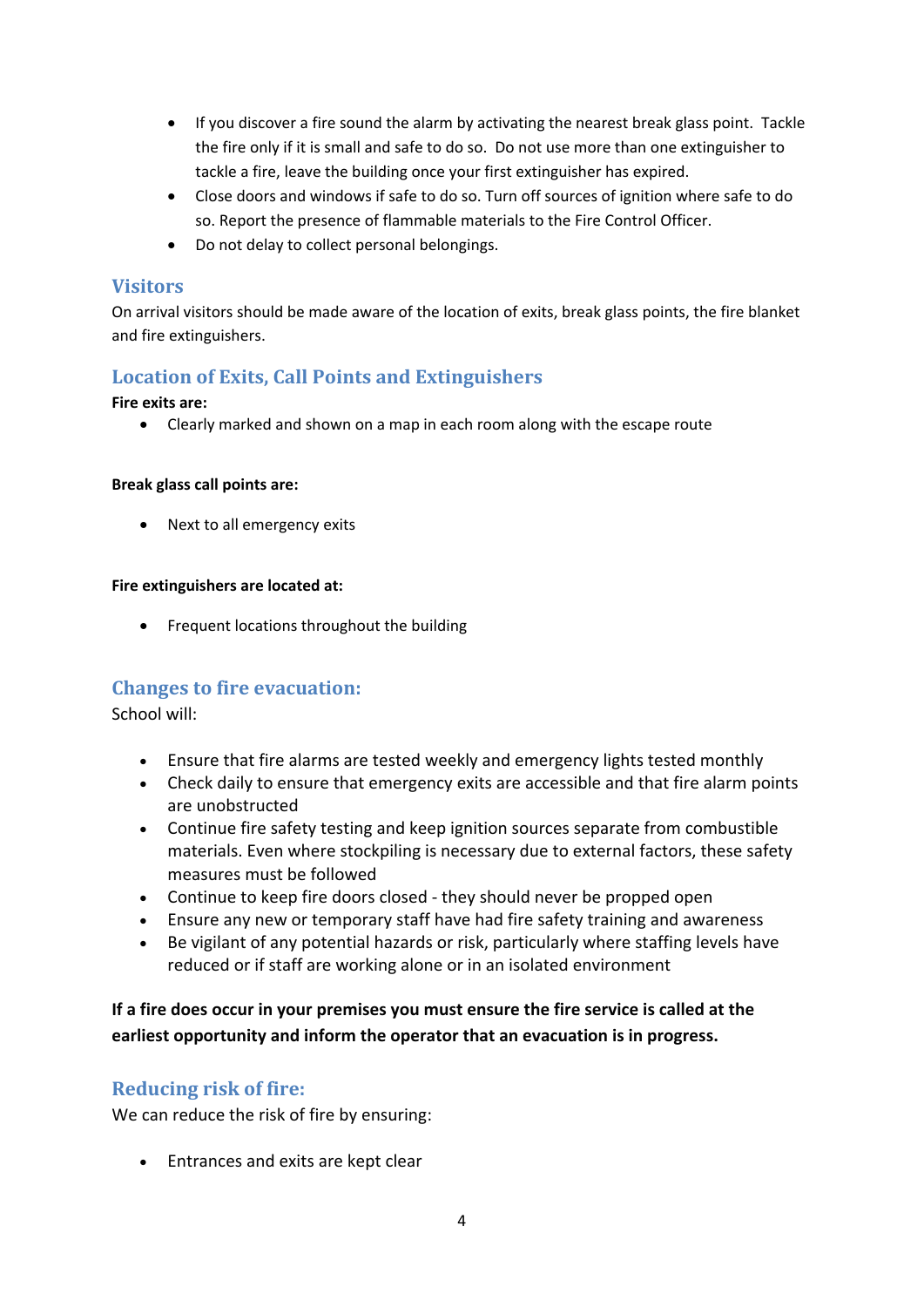- If you discover a fire sound the alarm by activating the nearest break glass point. Tackle the fire only if it is small and safe to do so. Do not use more than one extinguisher to tackle a fire, leave the building once your first extinguisher has expired.
- Close doors and windows if safe to do so. Turn off sources of ignition where safe to do so. Report the presence of flammable materials to the Fire Control Officer.
- Do not delay to collect personal belongings.

## Visitors

On arrival visitors should be made aware of the location of exits, break glass points, the fire blanket and fire extinguishers.

## Location of Exits, Call Points and Extinguishers

**Fire exits are:**

- Clearly marked and shown on a map in each room along with the escape route

**Break glass call points are:**

- Next to all emergency exits

**Fire extinguishers are located at:**

- Frequent locations throughout the building

## Changes to fire evacuation:

School will:

- Ensure that fire alarms are tested weekly and emergency lights tested monthly
- Check daily to ensure that emergency exits are accessible and that fire alarm points are unobstructed
- Continue fire safety testing and keep ignition sources separate from combustible materials. Even where stockpiling is necessary due to external factors, these safety measures must be followed
- Continue to keep fire doors closed - they should never be propped open
- Ensure any new or temporary staff have had fire safety training and awareness
- Be vigilant of any potential hazards or risk, particularly where staffing levels have reduced or if staff are working alone or in an isolated environment

**If a fire does occur in your premises you must ensure the fire service is called at the earliest opportunity and inform the operator that an evacuation is in progress.**

## Reducing risk of fire:

We can reduce the risk of fire by ensuring:

- Entrances and exits are kept clear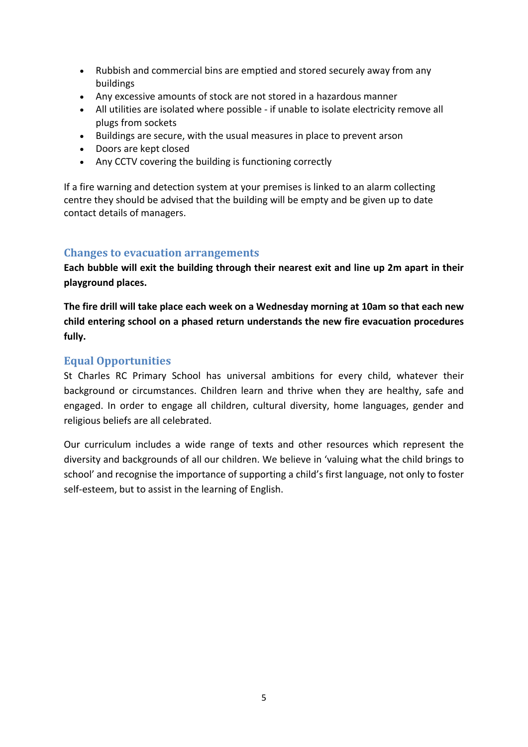- Rubbish and commercial bins are emptied and stored securely away from any buildings
- Any excessive amounts of stock are not stored in a hazardous manner
- All utilities are isolated where possible - if unable to isolate electricity remove all plugs from sockets
- Buildings are secure, with the usual measures in place to prevent arson
- Doors are kept closed
- Any CCTV covering the building is functioning correctly

If a fire warning and detection system at your premises is linked to an alarm collecting centre they should be advised that the building will be empty and be given up to date contact details of managers.

## Changes to evacuation arrangements

**Each bubble will exit the building through their nearest exit and line up 2m apart in their playground places.**

**The fire drill will take place each week on a Wednesday morning at 10am so that each new child entering school on a phased return understands the new fire evacuation procedures fully.**

## Equal Opportunities

St Charles RC Primary School has universal ambitions for every child, whatever their background or circumstances. Children learn and thrive when they are healthy, safe and engaged. In order to engage all children, cultural diversity, home languages, gender and religious beliefs are all celebrated.

Our curriculum includes a wide range of texts and other resources which represent the diversity and backgrounds of all our children. We believe in 'valuing what the child brings to school' and recognise the importance of supporting a child's first language, not only to foster self-esteem, but to assist in the learning of English.